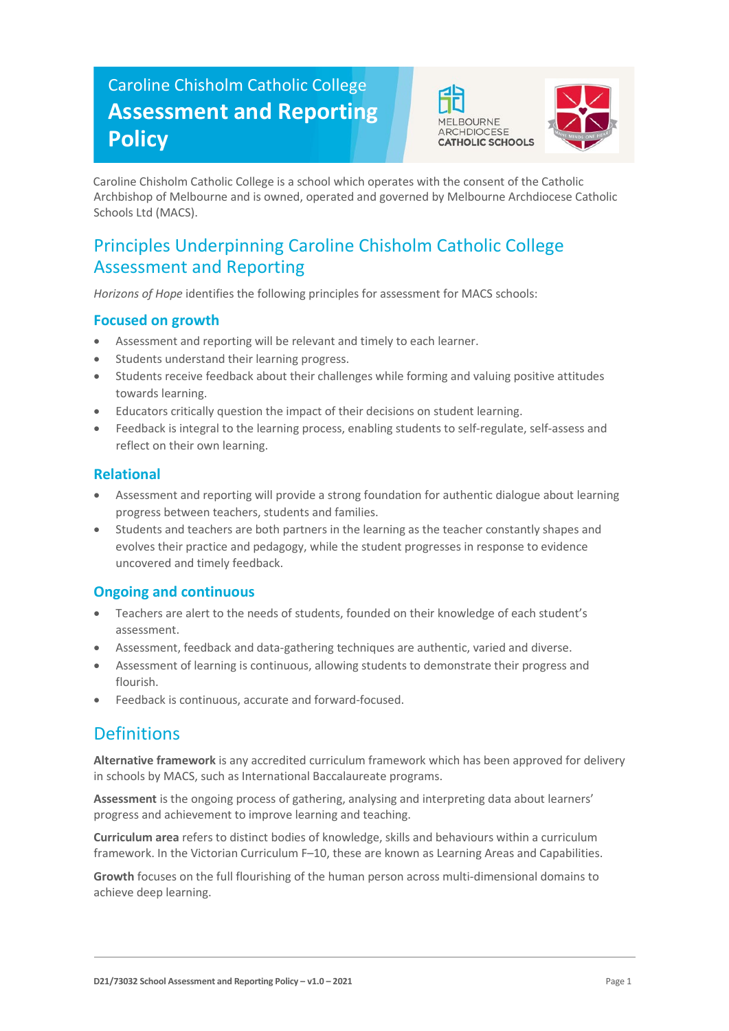# Caroline Chisholm Catholic College

# Assessment and Reporting Policy

Caroline Chisholm Catholic College is a school which operates with the consent of the Catholic Archbishop of Melbourne and is owned, operated and governed by Melbourne Archdiocese Catholic Schools Ltd (MACS).

## Principles Underpinning Caroline Chisholm Catholic College Assessment and Reporting

*Horizons of Hope* identifies the following principles for assessment for MACS schools:

### Focused on growth

- Assessment and reporting will be relevant and timely to each learner.
- Students understand their learning progress.
- Students receive feedback about their challenges while forming and valuing positive attitudes towards learning.
- Educators critically question the impact of their decisions on student learning.
- Feedback is integral to the learning process, enabling students to self-regulate, self-assess and reflect on their own learning.

### Relational

- Assessment and reporting will provide a strong foundation for authentic dialogue about learning progress between teachers, students and families.
- Students and teachers are both partners in the learning as the teacher constantly shapes and evolves their practice and pedagogy, while the student progresses in response to evidence uncovered and timely feedback.

### Ongoing and continuous

- Teachers are alert to the needs of students, founded on their knowledge of each student's assessment.
- Assessment, feedback and data-gathering techniques are authentic, varied and diverse.
- Assessment of learning is continuous, allowing students to demonstrate their progress and flourish.
- Feedback is continuous, accurate and forward-focused.

## Definitions

**Alternative framework** is any accredited curriculum framework which has been approved for delivery in schools by MACS, such as International Baccalaureate programs.

**Assessment** is the ongoing process of gathering, analysing and interpreting data about learners' progress and achievement to improve learning and teaching.

**Curriculum area** refers to distinct bodies of knowledge, skills and behaviours within a curriculum framework. In the Victorian Curriculum F–10, these are known as Learning Areas and Capabilities.

**Growth** focuses on the full flourishing of the human person across multi-dimensional domains to achieve deep learning.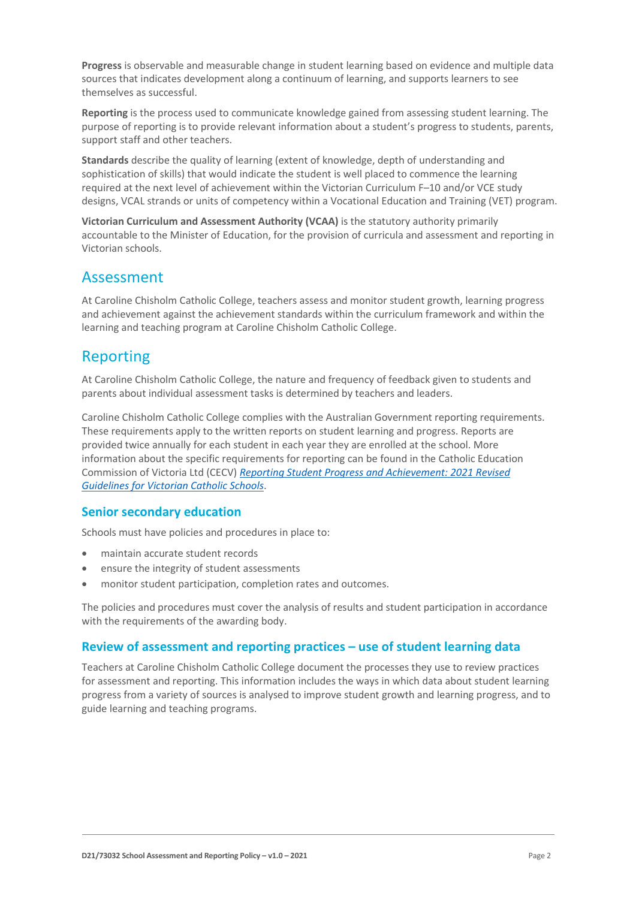**Progress** is observable and measurable change in student learning based on evidence and multiple data sources that indicates development along a continuum of learning, and supports learners to see themselves as successful.

**Reporting** is the process used to communicate knowledge gained from assessing student learning. The purpose of reporting is to provide relevant information about a student's progress to students, parents, support staff and other teachers.

**Standards** describe the quality of learning (extent of knowledge, depth of understanding and sophistication of skills) that would indicate the student is well placed to commence the learning required at the next level of achievement within the Victorian Curriculum F–10 and/or VCE study designs, VCAL strands or units of competency within a Vocational Education and Training (VET) program.

**Victorian Curriculum and Assessment Authority (VCAA)** is the statutory authority primarily accountable to the Minister of Education, for the provision of curricula and assessment and reporting in Victorian schools.

## Assessment

At Caroline Chisholm Catholic College, teachers assess and monitor student growth, learning progress and achievement against the achievement standards within the curriculum framework and within the learning and teaching program at Caroline Chisholm Catholic College.

## Reporting

At Caroline Chisholm Catholic College, the nature and frequency of feedback given to students and parents about individual assessment tasks is determined by teachers and leaders.

Caroline Chisholm Catholic College complies with the Australian Government reporting requirements. These requirements apply to the written reports on student learning and progress. Reports are provided twice annually for each student in each year they are enrolled at the school. More information about the specific requirements for reporting can be found in the Catholic Education Commission of Victoria Ltd (CECV) *Reporting Student Progress and Achievement: 2021 Revised Guidelines for Victorian Catholic Schools*.

### Senior secondary education

Schools must have policies and procedures in place to:

- maintain accurate student records
- ensure the integrity of student assessments
- monitor student participation, completion rates and outcomes.

The policies and procedures must cover the analysis of results and student participation in accordance with the requirements of the awarding body.

### Review of assessment and reporting practices – use of student learning data

Teachers at Caroline Chisholm Catholic College document the processes they use to review practices for assessment and reporting. This information includes the ways in which data about student learning progress from a variety of sources is analysed to improve student growth and learning progress, and to guide learning and teaching programs.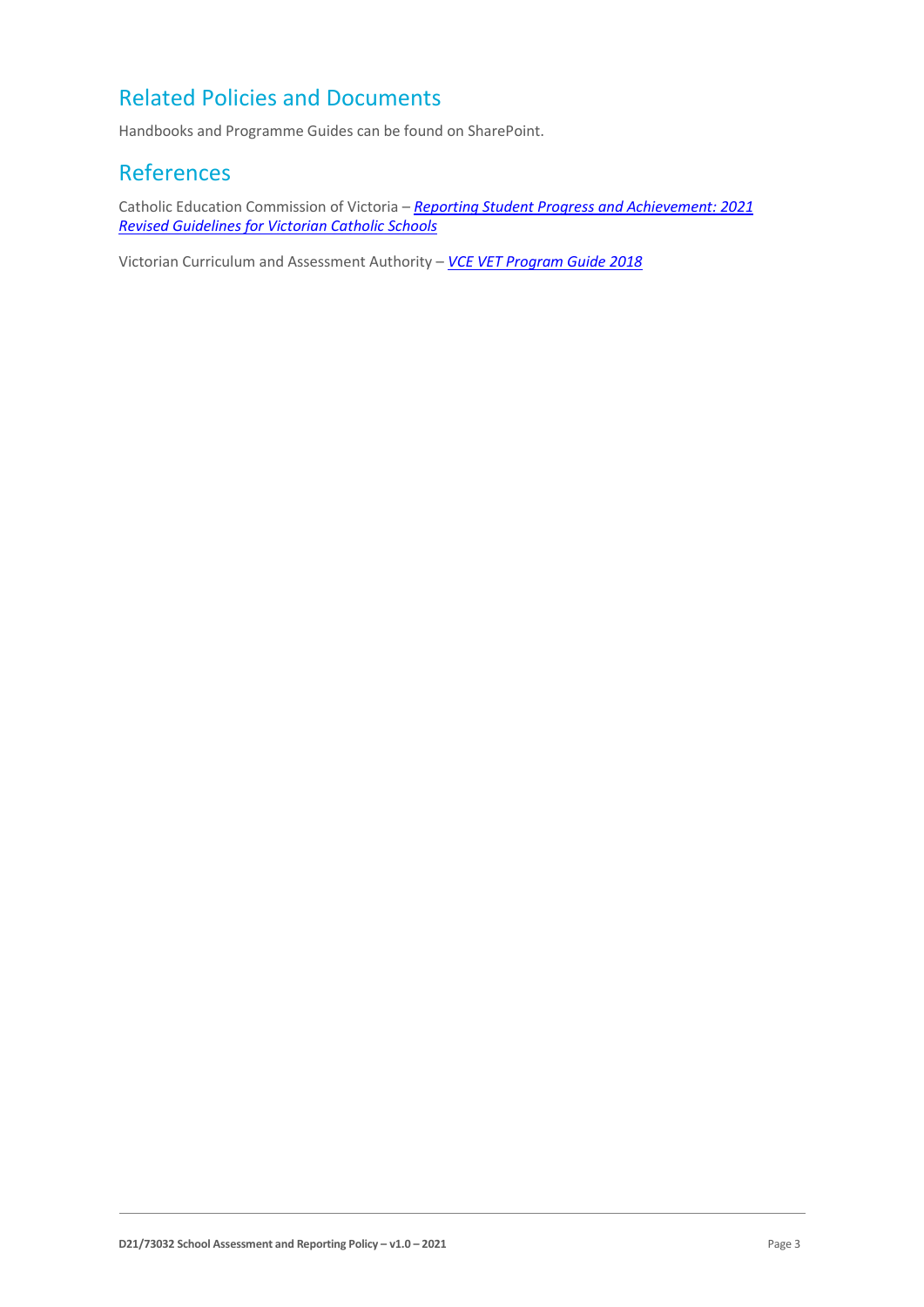## Related Policies and Documents

Handbooks and Programme Guides can be found on SharePoint.

## References

Catholic Education Commission of Victoria – *Reporting Student Progress and Achievement: 2021 Revised Guidelines for Victorian Catholic Schools*

Victorian Curriculum and Assessment Authority – *VCE VET Program Guide 2018*